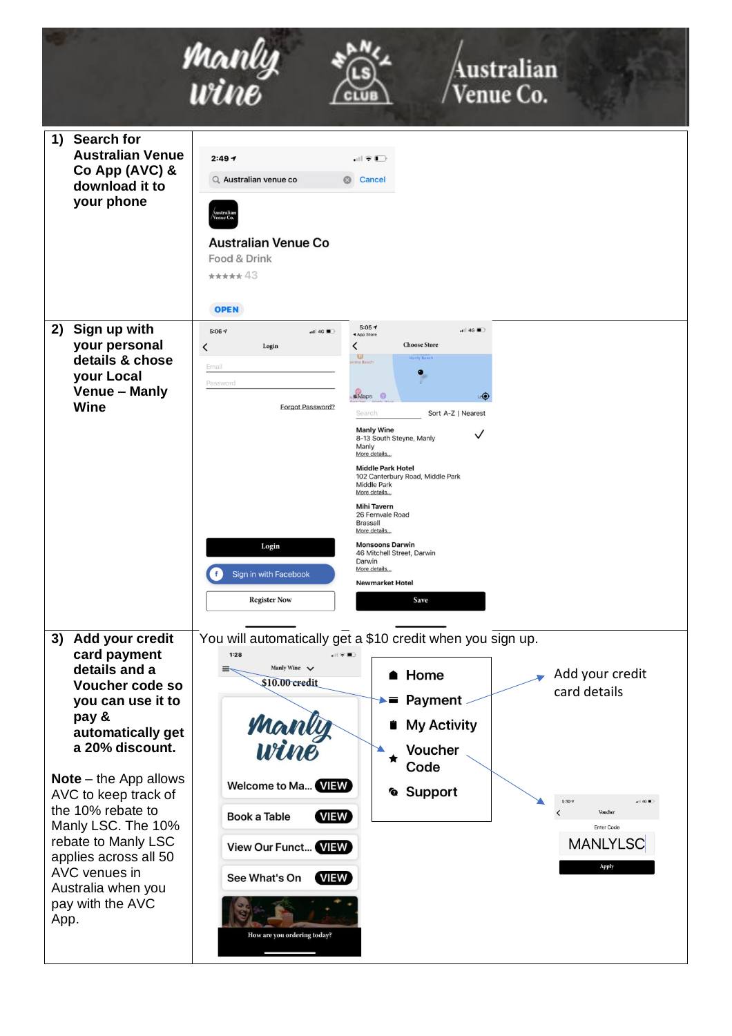Manly Wine | Manly LSC Club | Australian Venue Co.

| Step | Details |
|---|---|
| **1) Search for Australian Venue Co App (AVC) & download it to your phone** | 2:49 Australian venue co Cancel. Australian Venue Co. Food & Drink. 43. OPEN |
| **2) Sign up with your personal details & chose your Local Venue – Manly Wine** | Login: Email, Password, Forgot Password?, Login, Sign in with Facebook, Register Now. Choose Store: Search, Sort A-Z \| Nearest. Manly Wine, 8-13 South Steyne, Manly, Manly, More details... Middle Park Hotel, 102 Canterbury Road, Middle Park, Middle Park, More details... Mihi Tavern, 26 Fernvale Road, Brassall, More details... Monsoons Darwin, 46 Mitchell Street, Darwin, Darwin, More details... Newmarket Hotel. Save |
| **3) Add your credit card payment details and a Voucher code so you can use it to pay & automatically get a 20% discount.**<br><br>**Note** – the App allows AVC to keep track of the 10% rebate to Manly LSC. The 10% rebate to Manly LSC applies across all 50 AVC venues in Australia when you pay with the AVC App. | You will automatically get a $10 credit when you sign up.<br><br>Manly Wine. $10.00 credit. Welcome to Ma... VIEW. Book a Table VIEW. View Our Funct... VIEW. See What's On VIEW. How are you ordering today?<br><br>Menu: Home, Payment, My Activity, Voucher Code, Support<br><br>Payment → Add your credit card details<br><br>Voucher Code → Voucher. Enter Code: MANLYLSC. Apply |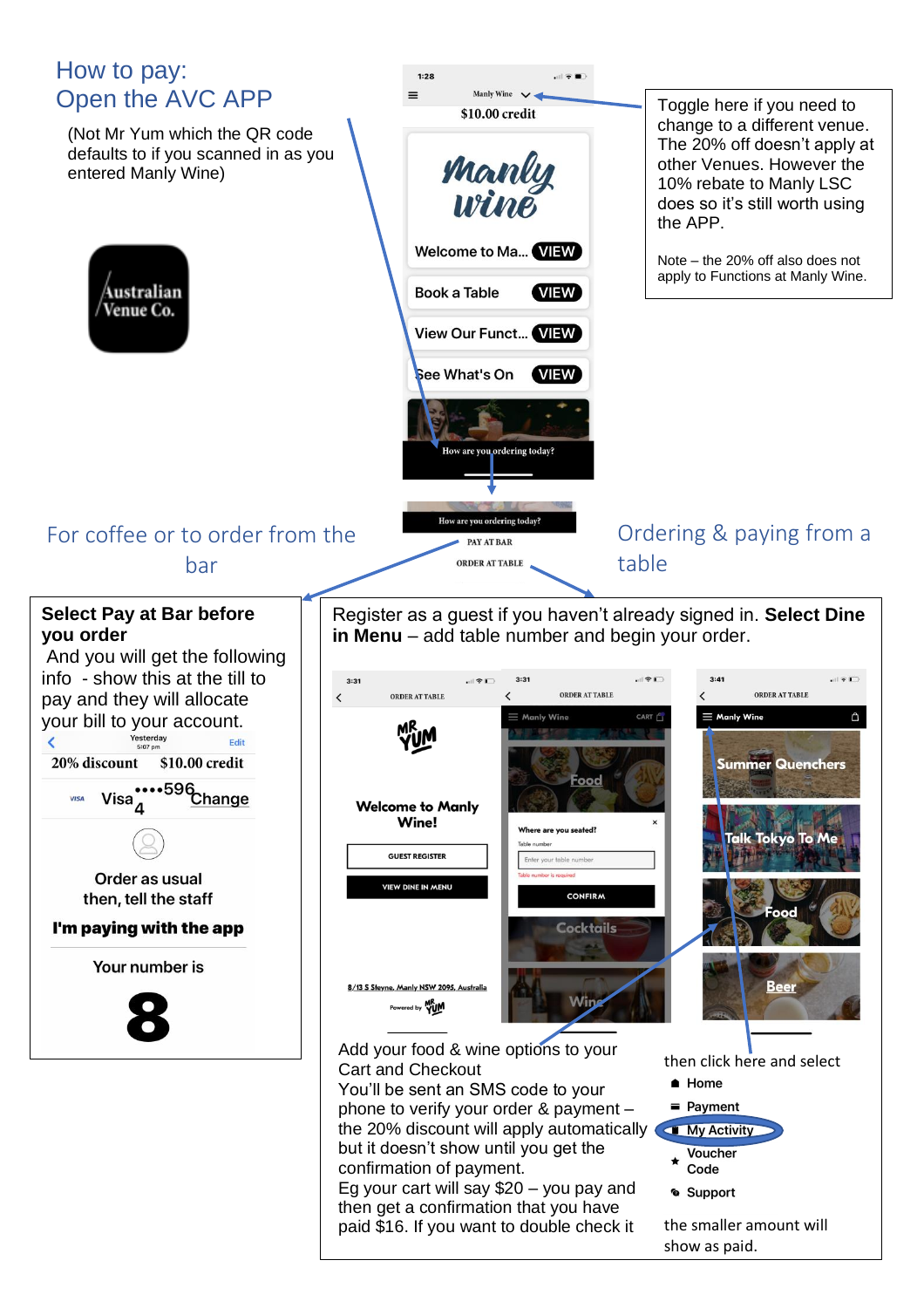## How to pay:
## Open the AVC APP

(Not Mr Yum which the QR code defaults to if you scanned in as you entered Manly Wine)

Australian Venue Co.

1:28

Manly Wine

$10.00 credit

Manly wine

Welcome to Ma... VIEW

Book a Table VIEW

View Our Funct... VIEW

See What's On VIEW

How are you ordering today?

Toggle here if you need to change to a different venue. The 20% off doesn't apply at other Venues. However the 10% rebate to Manly LSC does so it's still worth using the APP.

Note – the 20% off also does not apply to Functions at Manly Wine.

How are you ordering today?

PAY AT BAR

ORDER AT TABLE

### For coffee or to order from the bar

**Select Pay at Bar before you order**
And you will get the following info - show this at the till to pay and they will allocate your bill to your account.

Yesterday 5:07 pm Edit

20% discount $10.00 credit

VISA Visa ••••5964 Change

Order as usual then, tell the staff

**I'm paying with the app**

Your number is

**8**

### Ordering & paying from a table

Register as a guest if you haven't already signed in. **Select Dine in Menu** – add table number and begin your order.

3:31 ORDER AT TABLE

MR YUM

Welcome to Manly Wine!

GUEST REGISTER

VIEW DINE IN MENU

8/13 S Steyne, Manly NSW 2095, Australia

Powered by MR YUM

3:31 ORDER AT TABLE

Manly Wine CART

Food

Where are you seated?

Table number

Enter your table number

Table number is required

CONFIRM

Cocktails

Wine

3:41 ORDER AT TABLE

Manly Wine

Summer Quenchers

Talk Tokyo To Me

Food

Beer

Add your food & wine options to your Cart and Checkout
You'll be sent an SMS code to your phone to verify your order & payment – the 20% discount will apply automatically but it doesn't show until you get the confirmation of payment.
Eg your cart will say $20 – you pay and then get a confirmation that you have paid $16. If you want to double check it

then click here and select

- Home
- Payment
- My Activity
- Voucher Code
- Support

the smaller amount will show as paid.